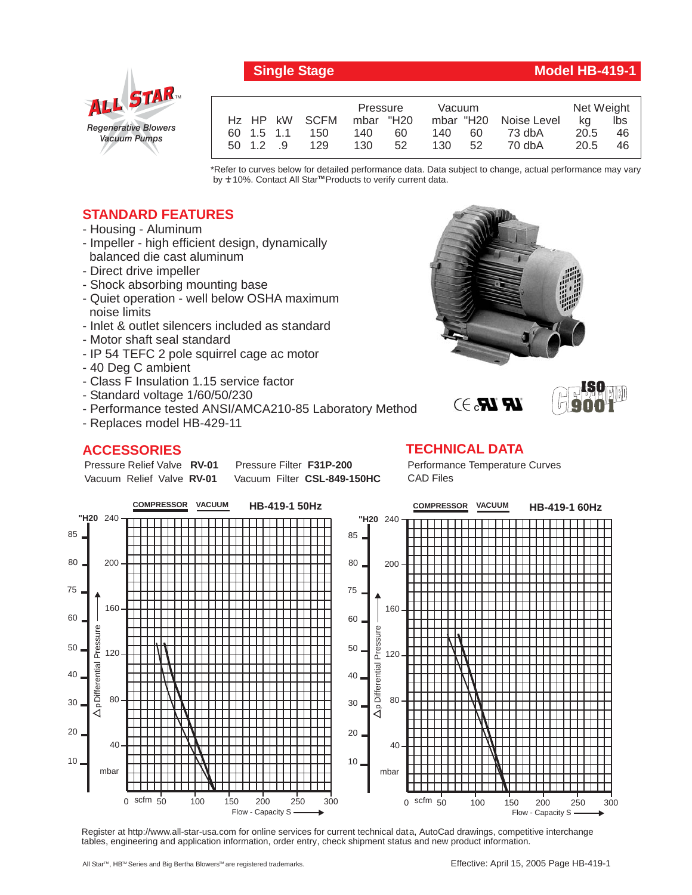# Single Stage — Model HB-419-1

ALL STAR™ Regenerative Blowers Vacuum Pumps

| Hz | HP | kW | SCFM | Pressure mbar | Pressure "H20 | Vacuum mbar | Vacuum "H20 | Noise Level | Net Weight kg | Net Weight lbs |
|---|---|---|---|---|---|---|---|---|---|---|
| 60 | 1.5 | 1.1 | 150 | 140 | 60 | 140 | 60 | 73 dbA | 20.5 | 46 |
| 50 | 1.2 | .9 | 129 | 130 | 52 | 130 | 52 | 70 dbA | 20.5 | 46 |

*Refer to curves below for detailed performance data. Data subject to change, actual performance may vary by ± 10%. Contact All Star™ Products to verify current data.

## STANDARD FEATURES

- Housing - Aluminum
- Impeller - high efficient design, dynamically balanced die cast aluminum
- Direct drive impeller
- Shock absorbing mounting base
- Quiet operation - well below OSHA maximum noise limits
- Inlet & outlet silencers included as standard
- Motor shaft seal standard
- IP 54 TEFC 2 pole squirrel cage ac motor
- 40 Deg C ambient
- Class F Insulation 1.15 service factor
- Standard voltage 1/60/50/230
- Performance tested ANSI/AMCA210-85 Laboratory Method
- Replaces model HB-429-11

## ACCESSORIES

Pressure Relief Valve **RV-01** Pressure Filter **F31P-200**
Vacuum Relief Valve **RV-01** Vacuum Filter **CSL-849-150HC**

## TECHNICAL DATA

Performance Temperature Curves
CAD Files

Register at http://www.all-star-usa.com for online services for current technical data, AutoCad drawings, competitive interchange tables, engineering and application information, order entry, check shipment status and new product information.

All Star™, HB™ Series and Big Bertha Blowers™ are registered trademarks.

Effective: April 15, 2005 Page HB-419-1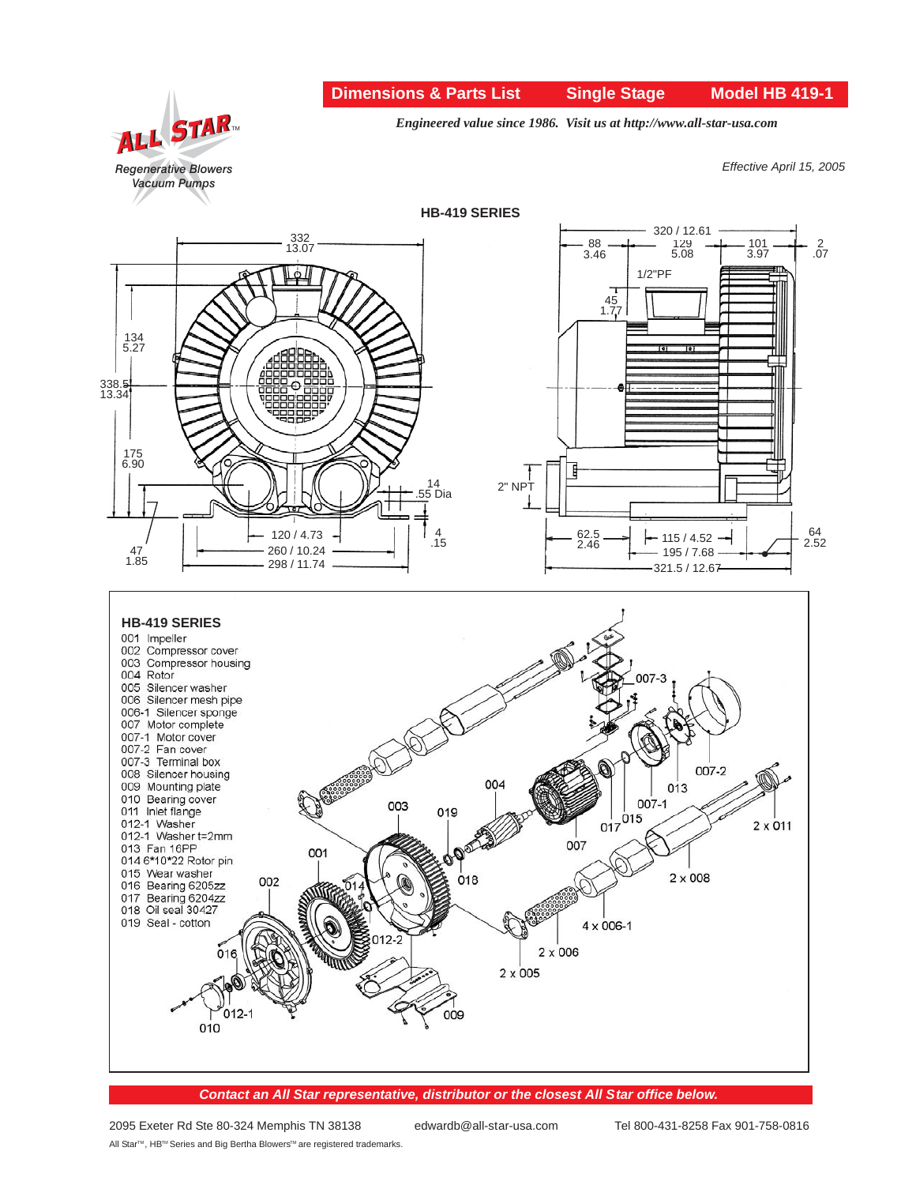## Dimensions & Parts List    Single Stage    Model HB 419-1

***Engineered value since 1986. Visit us at http://www.all-star-usa.com***

ALL STAR™

*Regenerative Blowers*
*Vacuum Pumps*

*Effective April 15, 2005*

### HB-419 SERIES

332
13.07

134
5.27

338.5
13.34

175
6.90

47
1.85

120 / 4.73

260 / 10.24

298 / 11.74

14
.55 Dia

4
.15

320 / 12.61

88
3.46

129
5.08

101
3.97

2
.07

1/2"PF

45
1.77

2" NPT

62.5
2.46

115 / 4.52

195 / 7.68

321.5 / 12.67

64
2.52

### HB-419 SERIES

- 001 Impeller
- 002 Compressor cover
- 003 Compressor housing
- 004 Rotor
- 005 Silencer washer
- 006 Silencer mesh pipe
- 006-1 Silencer sponge
- 007 Motor complete
- 007-1 Motor cover
- 007-2 Fan cover
- 007-3 Terminal box
- 008 Silencer housing
- 009 Mounting plate
- 010 Bearing cover
- 011 Inlet flange
- 012-1 Washer
- 012-1 Washer t=2mm
- 013 Fan 16PP
- 014 6*10*22 Rotor pin
- 015 Wear washer
- 016 Bearing 6205zz
- 017 Bearing 6204zz
- 018 Oil seal 30427
- 019 Seal - cotton

007-3, 007-2, 013, 007-1, 015, 017, 007, 2 x 011, 004, 003, 019, 018, 001, 002, 014, 012-2, 016, 012-1, 010, 009, 2 x 008, 4 x 006-1, 2 x 006, 2 x 005

***Contact an All Star representative, distributor or the closest All Star office below.***

2095 Exeter Rd Ste 80-324 Memphis TN 38138    edwardb@all-star-usa.com    Tel 800-431-8258 Fax 901-758-0816

All Star™, HB™ Series and Big Bertha Blowers™ are registered trademarks.